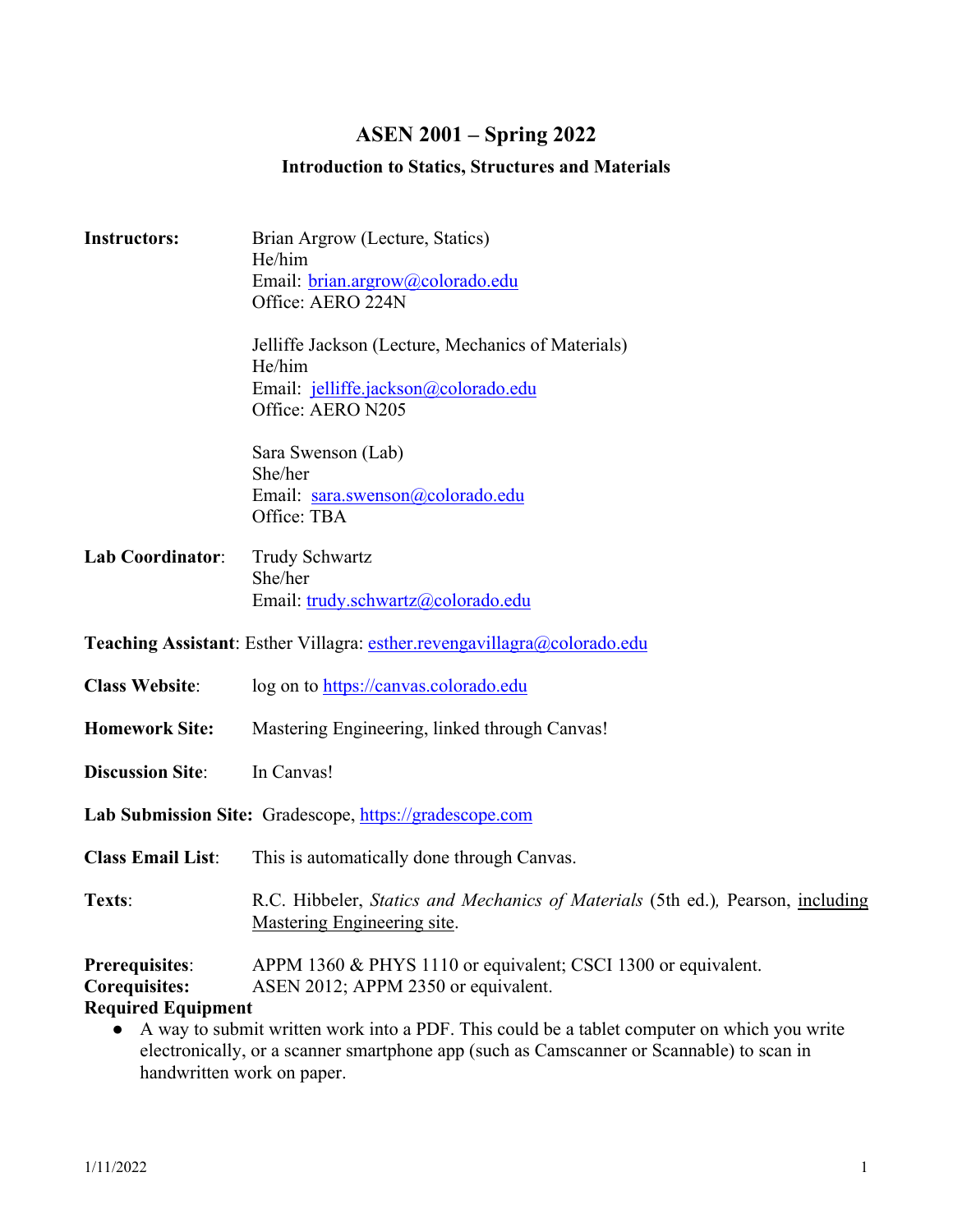# ASEN 2001 – Spring 2022

## Introduction to Statics, Structures and Materials

**Instructors:** Brian Argrow (Lecture, Statics)
He/him
Email: brian.argrow@colorado.edu
Office: AERO 224N

Jelliffe Jackson (Lecture, Mechanics of Materials)
He/him
Email: jelliffe.jackson@colorado.edu
Office: AERO N205

Sara Swenson (Lab)
She/her
Email: sara.swenson@colorado.edu
Office: TBA

**Lab Coordinator**: Trudy Schwartz
She/her
Email: trudy.schwartz@colorado.edu

**Teaching Assistant**: Esther Villagra: esther.revengavillagra@colorado.edu

**Class Website**: log on to https://canvas.colorado.edu

**Homework Site:** Mastering Engineering, linked through Canvas!

**Discussion Site**: In Canvas!

**Lab Submission Site:** Gradescope, https://gradescope.com

**Class Email List**: This is automatically done through Canvas.

**Texts**: R.C. Hibbeler, *Statics and Mechanics of Materials* (5th ed.), Pearson, including Mastering Engineering site.

**Prerequisites**: APPM 1360 & PHYS 1110 or equivalent; CSCI 1300 or equivalent.
**Corequisites:** ASEN 2012; APPM 2350 or equivalent.

**Required Equipment**

- A way to submit written work into a PDF. This could be a tablet computer on which you write electronically, or a scanner smartphone app (such as Camscanner or Scannable) to scan in handwritten work on paper.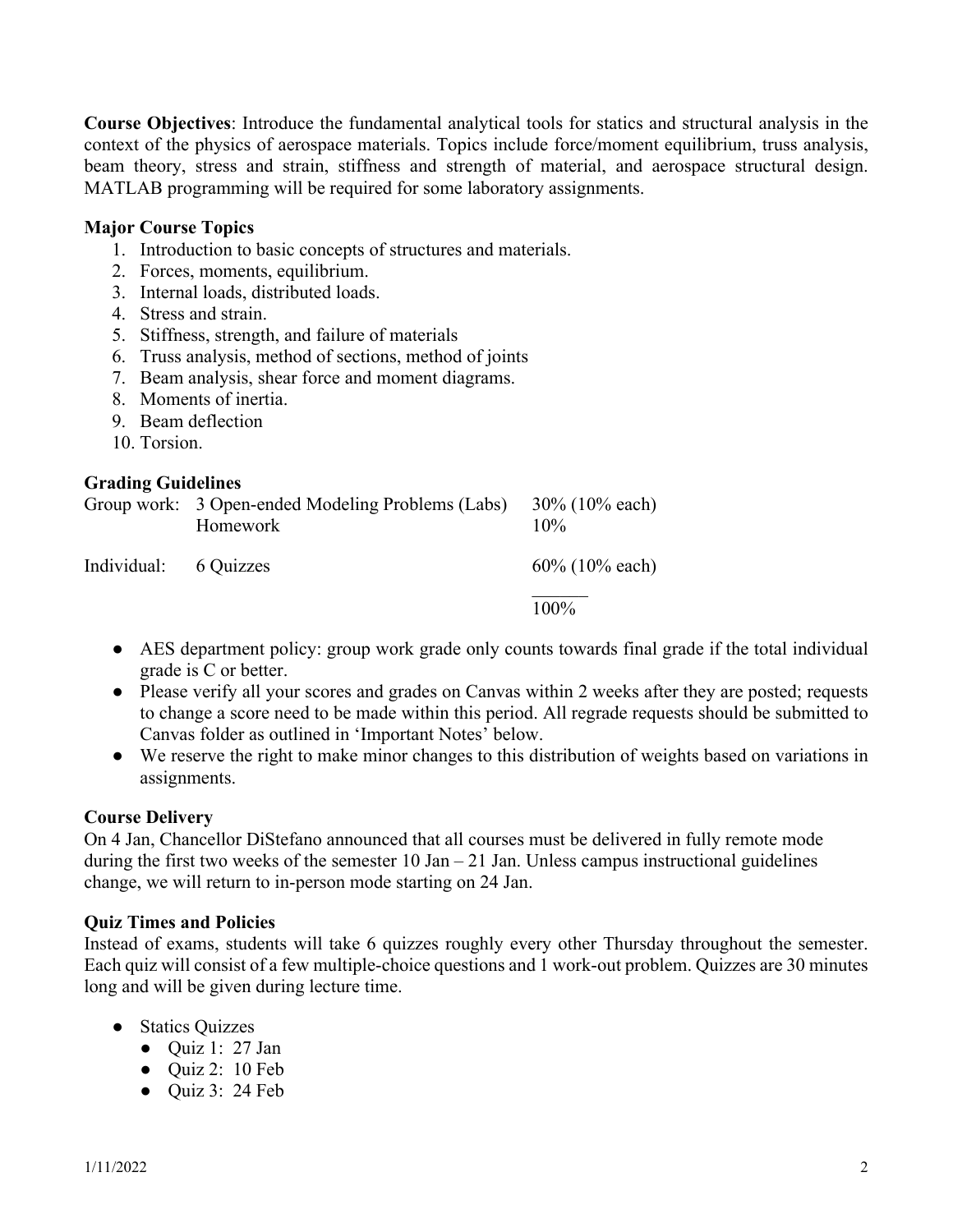**Course Objectives**: Introduce the fundamental analytical tools for statics and structural analysis in the context of the physics of aerospace materials. Topics include force/moment equilibrium, truss analysis, beam theory, stress and strain, stiffness and strength of material, and aerospace structural design. MATLAB programming will be required for some laboratory assignments.

**Major Course Topics**

1. Introduction to basic concepts of structures and materials.
2. Forces, moments, equilibrium.
3. Internal loads, distributed loads.
4. Stress and strain.
5. Stiffness, strength, and failure of materials
6. Truss analysis, method of sections, method of joints
7. Beam analysis, shear force and moment diagrams.
8. Moments of inertia.
9. Beam deflection
10. Torsion.

**Grading Guidelines**

| | | |
|---|---|---|
| Group work: | 3 Open-ended Modeling Problems (Labs) | 30% (10% each) |
| | Homework | 10% |
| Individual: | 6 Quizzes | 60% (10% each) |
| | | 100% |

- AES department policy: group work grade only counts towards final grade if the total individual grade is C or better.
- Please verify all your scores and grades on Canvas within 2 weeks after they are posted; requests to change a score need to be made within this period. All regrade requests should be submitted to Canvas folder as outlined in 'Important Notes' below.
- We reserve the right to make minor changes to this distribution of weights based on variations in assignments.

**Course Delivery**

On 4 Jan, Chancellor DiStefano announced that all courses must be delivered in fully remote mode during the first two weeks of the semester 10 Jan – 21 Jan. Unless campus instructional guidelines change, we will return to in-person mode starting on 24 Jan.

**Quiz Times and Policies**

Instead of exams, students will take 6 quizzes roughly every other Thursday throughout the semester. Each quiz will consist of a few multiple-choice questions and 1 work-out problem. Quizzes are 30 minutes long and will be given during lecture time.

- Statics Quizzes
  - Quiz 1: 27 Jan
  - Quiz 2: 10 Feb
  - Quiz 3: 24 Feb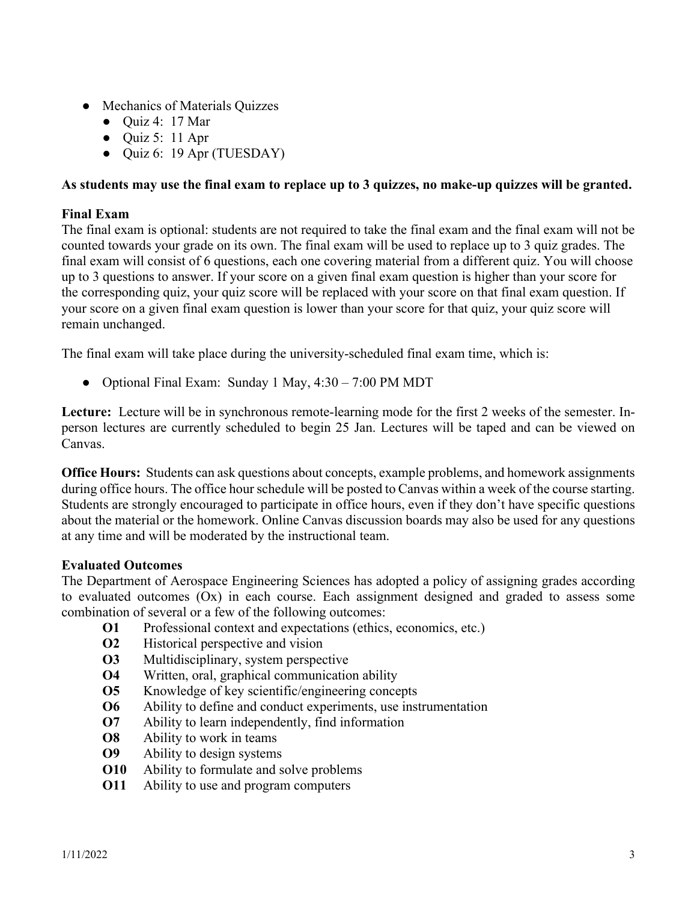- Mechanics of Materials Quizzes
  - Quiz 4: 17 Mar
  - Quiz 5: 11 Apr
  - Quiz 6: 19 Apr (TUESDAY)

**As students may use the final exam to replace up to 3 quizzes, no make-up quizzes will be granted.**

**Final Exam**

The final exam is optional: students are not required to take the final exam and the final exam will not be counted towards your grade on its own. The final exam will be used to replace up to 3 quiz grades. The final exam will consist of 6 questions, each one covering material from a different quiz. You will choose up to 3 questions to answer. If your score on a given final exam question is higher than your score for the corresponding quiz, your quiz score will be replaced with your score on that final exam question. If your score on a given final exam question is lower than your score for that quiz, your quiz score will remain unchanged.

The final exam will take place during the university-scheduled final exam time, which is:

- Optional Final Exam: Sunday 1 May, 4:30 – 7:00 PM MDT

**Lecture:** Lecture will be in synchronous remote-learning mode for the first 2 weeks of the semester. In-person lectures are currently scheduled to begin 25 Jan. Lectures will be taped and can be viewed on Canvas.

**Office Hours:** Students can ask questions about concepts, example problems, and homework assignments during office hours. The office hour schedule will be posted to Canvas within a week of the course starting. Students are strongly encouraged to participate in office hours, even if they don't have specific questions about the material or the homework. Online Canvas discussion boards may also be used for any questions at any time and will be moderated by the instructional team.

**Evaluated Outcomes**

The Department of Aerospace Engineering Sciences has adopted a policy of assigning grades according to evaluated outcomes (Ox) in each course. Each assignment designed and graded to assess some combination of several or a few of the following outcomes:

- **O1** Professional context and expectations (ethics, economics, etc.)
- **O2** Historical perspective and vision
- **O3** Multidisciplinary, system perspective
- **O4** Written, oral, graphical communication ability
- **O5** Knowledge of key scientific/engineering concepts
- **O6** Ability to define and conduct experiments, use instrumentation
- **O7** Ability to learn independently, find information
- **O8** Ability to work in teams
- **O9** Ability to design systems
- **O10** Ability to formulate and solve problems
- **O11** Ability to use and program computers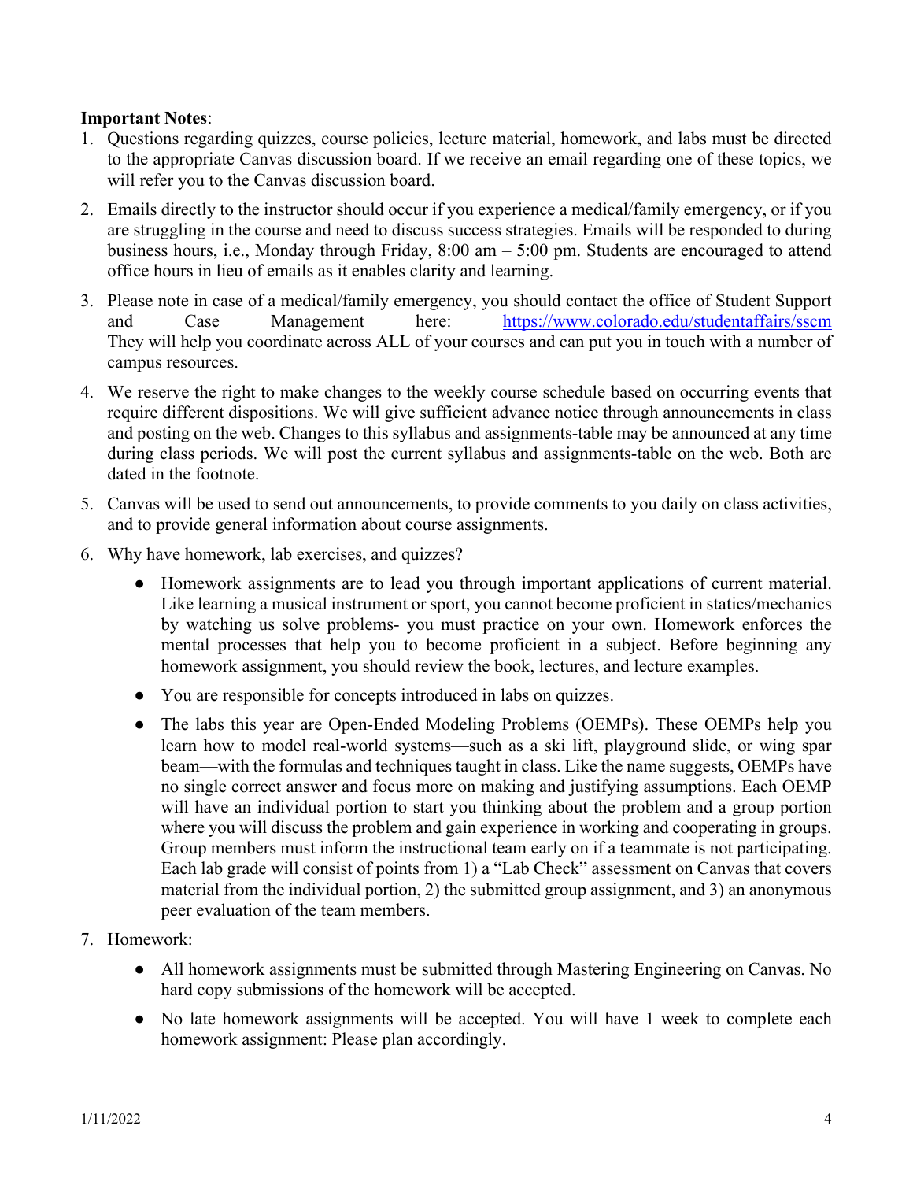**Important Notes**:

1. Questions regarding quizzes, course policies, lecture material, homework, and labs must be directed to the appropriate Canvas discussion board. If we receive an email regarding one of these topics, we will refer you to the Canvas discussion board.

2. Emails directly to the instructor should occur if you experience a medical/family emergency, or if you are struggling in the course and need to discuss success strategies. Emails will be responded to during business hours, i.e., Monday through Friday, 8:00 am – 5:00 pm. Students are encouraged to attend office hours in lieu of emails as it enables clarity and learning.

3. Please note in case of a medical/family emergency, you should contact the office of Student Support and Case Management here: https://www.colorado.edu/studentaffairs/sscm They will help you coordinate across ALL of your courses and can put you in touch with a number of campus resources.

4. We reserve the right to make changes to the weekly course schedule based on occurring events that require different dispositions. We will give sufficient advance notice through announcements in class and posting on the web. Changes to this syllabus and assignments-table may be announced at any time during class periods. We will post the current syllabus and assignments-table on the web. Both are dated in the footnote.

5. Canvas will be used to send out announcements, to provide comments to you daily on class activities, and to provide general information about course assignments.

6. Why have homework, lab exercises, and quizzes?

   - Homework assignments are to lead you through important applications of current material. Like learning a musical instrument or sport, you cannot become proficient in statics/mechanics by watching us solve problems- you must practice on your own. Homework enforces the mental processes that help you to become proficient in a subject. Before beginning any homework assignment, you should review the book, lectures, and lecture examples.

   - You are responsible for concepts introduced in labs on quizzes.

   - The labs this year are Open-Ended Modeling Problems (OEMPs). These OEMPs help you learn how to model real-world systems—such as a ski lift, playground slide, or wing spar beam—with the formulas and techniques taught in class. Like the name suggests, OEMPs have no single correct answer and focus more on making and justifying assumptions. Each OEMP will have an individual portion to start you thinking about the problem and a group portion where you will discuss the problem and gain experience in working and cooperating in groups. Group members must inform the instructional team early on if a teammate is not participating. Each lab grade will consist of points from 1) a "Lab Check" assessment on Canvas that covers material from the individual portion, 2) the submitted group assignment, and 3) an anonymous peer evaluation of the team members.

7. Homework:

   - All homework assignments must be submitted through Mastering Engineering on Canvas. No hard copy submissions of the homework will be accepted.

   - No late homework assignments will be accepted. You will have 1 week to complete each homework assignment: Please plan accordingly.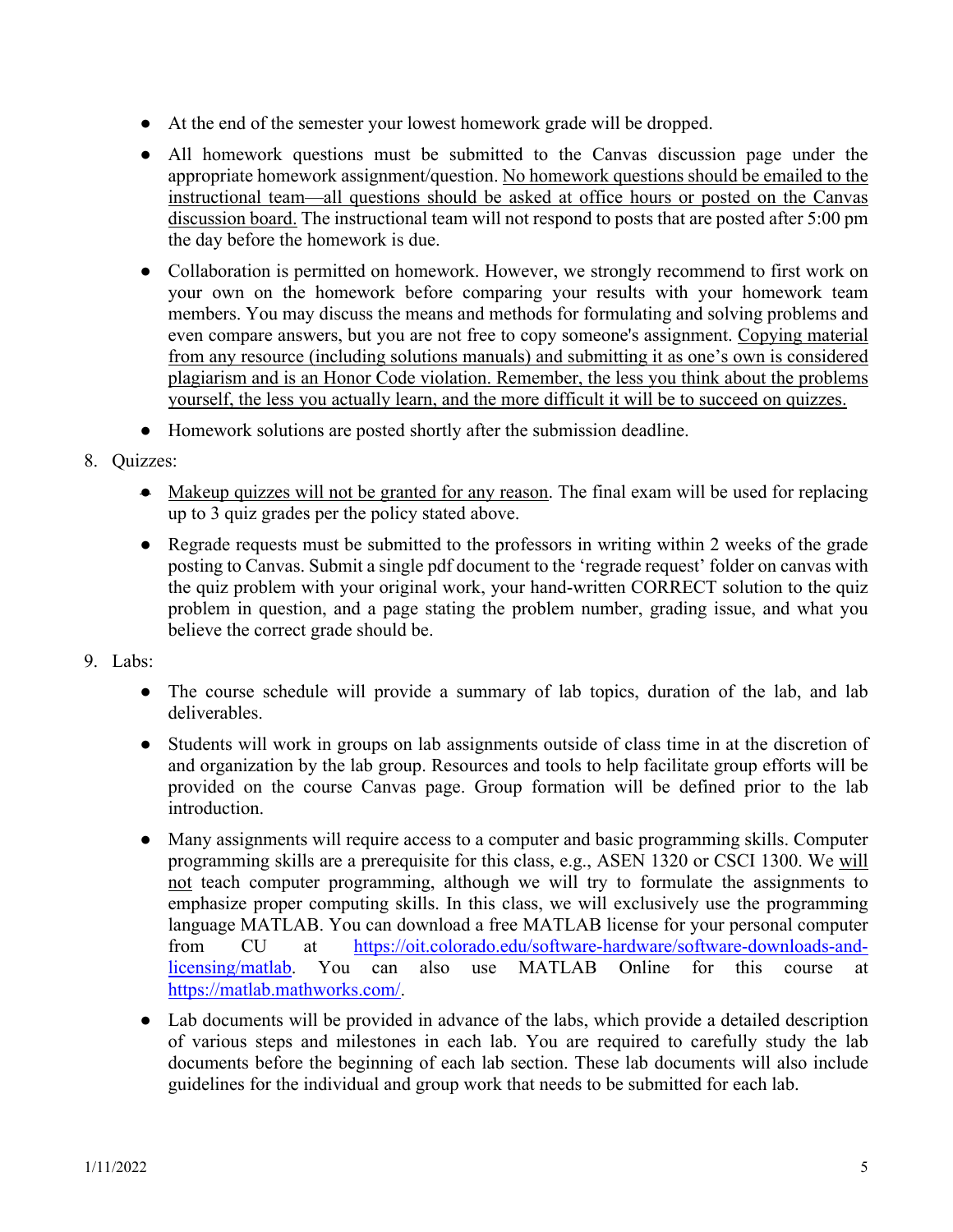- At the end of the semester your lowest homework grade will be dropped.
- All homework questions must be submitted to the Canvas discussion page under the appropriate homework assignment/question. <u>No homework questions should be emailed to the instructional team—all questions should be asked at office hours or posted on the Canvas discussion board.</u> The instructional team will not respond to posts that are posted after 5:00 pm the day before the homework is due.
- Collaboration is permitted on homework. However, we strongly recommend to first work on your own on the homework before comparing your results with your homework team members. You may discuss the means and methods for formulating and solving problems and even compare answers, but you are not free to copy someone's assignment. <u>Copying material from any resource (including solutions manuals) and submitting it as one's own is considered plagiarism and is an Honor Code violation. Remember, the less you think about the problems yourself, the less you actually learn, and the more difficult it will be to succeed on quizzes.</u>
- Homework solutions are posted shortly after the submission deadline.

8. Quizzes:
   - <u>Makeup quizzes will not be granted for any reason</u>. The final exam will be used for replacing up to 3 quiz grades per the policy stated above.
   - Regrade requests must be submitted to the professors in writing within 2 weeks of the grade posting to Canvas. Submit a single pdf document to the 'regrade request' folder on canvas with the quiz problem with your original work, your hand-written CORRECT solution to the quiz problem in question, and a page stating the problem number, grading issue, and what you believe the correct grade should be.

9. Labs:
   - The course schedule will provide a summary of lab topics, duration of the lab, and lab deliverables.
   - Students will work in groups on lab assignments outside of class time in at the discretion of and organization by the lab group. Resources and tools to help facilitate group efforts will be provided on the course Canvas page. Group formation will be defined prior to the lab introduction.
   - Many assignments will require access to a computer and basic programming skills. Computer programming skills are a prerequisite for this class, e.g., ASEN 1320 or CSCI 1300. We <u>will not</u> teach computer programming, although we will try to formulate the assignments to emphasize proper computing skills. In this class, we will exclusively use the programming language MATLAB. You can download a free MATLAB license for your personal computer from CU at [https://oit.colorado.edu/software-hardware/software-downloads-and-licensing/matlab](https://oit.colorado.edu/software-hardware/software-downloads-and-licensing/matlab). You can also use MATLAB Online for this course at [https://matlab.mathworks.com/](https://matlab.mathworks.com/).
   - Lab documents will be provided in advance of the labs, which provide a detailed description of various steps and milestones in each lab. You are required to carefully study the lab documents before the beginning of each lab section. These lab documents will also include guidelines for the individual and group work that needs to be submitted for each lab.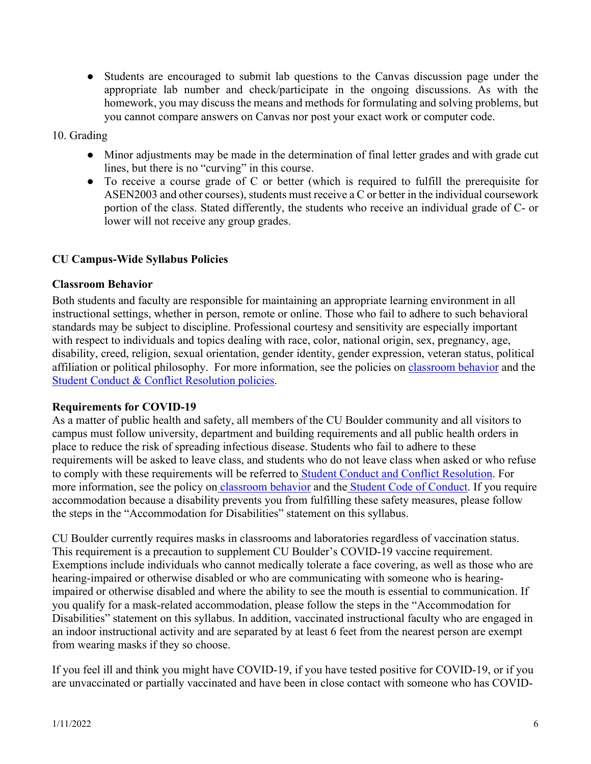- Students are encouraged to submit lab questions to the Canvas discussion page under the appropriate lab number and check/participate in the ongoing discussions. As with the homework, you may discuss the means and methods for formulating and solving problems, but you cannot compare answers on Canvas nor post your exact work or computer code.

10. Grading

- Minor adjustments may be made in the determination of final letter grades and with grade cut lines, but there is no "curving" in this course.
- To receive a course grade of C or better (which is required to fulfill the prerequisite for ASEN2003 and other courses), students must receive a C or better in the individual coursework portion of the class. Stated differently, the students who receive an individual grade of C- or lower will not receive any group grades.

## CU Campus-Wide Syllabus Policies

### Classroom Behavior

Both students and faculty are responsible for maintaining an appropriate learning environment in all instructional settings, whether in person, remote or online. Those who fail to adhere to such behavioral standards may be subject to discipline. Professional courtesy and sensitivity are especially important with respect to individuals and topics dealing with race, color, national origin, sex, pregnancy, age, disability, creed, religion, sexual orientation, gender identity, gender expression, veteran status, political affiliation or political philosophy. For more information, see the policies on classroom behavior and the Student Conduct & Conflict Resolution policies.

### Requirements for COVID-19

As a matter of public health and safety, all members of the CU Boulder community and all visitors to campus must follow university, department and building requirements and all public health orders in place to reduce the risk of spreading infectious disease. Students who fail to adhere to these requirements will be asked to leave class, and students who do not leave class when asked or who refuse to comply with these requirements will be referred to Student Conduct and Conflict Resolution. For more information, see the policy on classroom behavior and the Student Code of Conduct. If you require accommodation because a disability prevents you from fulfilling these safety measures, please follow the steps in the "Accommodation for Disabilities" statement on this syllabus.

CU Boulder currently requires masks in classrooms and laboratories regardless of vaccination status. This requirement is a precaution to supplement CU Boulder's COVID-19 vaccine requirement. Exemptions include individuals who cannot medically tolerate a face covering, as well as those who are hearing-impaired or otherwise disabled or who are communicating with someone who is hearing-impaired or otherwise disabled and where the ability to see the mouth is essential to communication. If you qualify for a mask-related accommodation, please follow the steps in the "Accommodation for Disabilities" statement on this syllabus. In addition, vaccinated instructional faculty who are engaged in an indoor instructional activity and are separated by at least 6 feet from the nearest person are exempt from wearing masks if they so choose.

If you feel ill and think you might have COVID-19, if you have tested positive for COVID-19, or if you are unvaccinated or partially vaccinated and have been in close contact with someone who has COVID-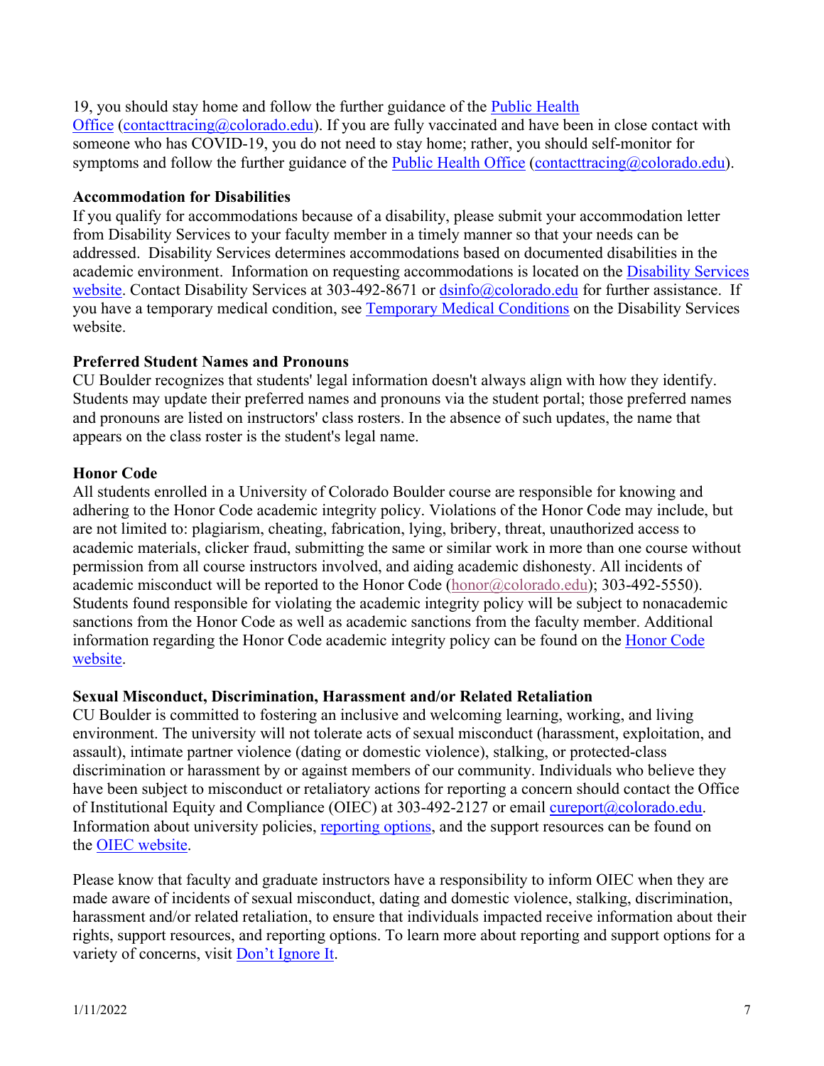19, you should stay home and follow the further guidance of the Public Health Office (contacttracing@colorado.edu). If you are fully vaccinated and have been in close contact with someone who has COVID-19, you do not need to stay home; rather, you should self-monitor for symptoms and follow the further guidance of the Public Health Office (contacttracing@colorado.edu).

**Accommodation for Disabilities**

If you qualify for accommodations because of a disability, please submit your accommodation letter from Disability Services to your faculty member in a timely manner so that your needs can be addressed. Disability Services determines accommodations based on documented disabilities in the academic environment. Information on requesting accommodations is located on the Disability Services website. Contact Disability Services at 303-492-8671 or dsinfo@colorado.edu for further assistance. If you have a temporary medical condition, see Temporary Medical Conditions on the Disability Services website.

**Preferred Student Names and Pronouns**

CU Boulder recognizes that students' legal information doesn't always align with how they identify. Students may update their preferred names and pronouns via the student portal; those preferred names and pronouns are listed on instructors' class rosters. In the absence of such updates, the name that appears on the class roster is the student's legal name.

**Honor Code**

All students enrolled in a University of Colorado Boulder course are responsible for knowing and adhering to the Honor Code academic integrity policy. Violations of the Honor Code may include, but are not limited to: plagiarism, cheating, fabrication, lying, bribery, threat, unauthorized access to academic materials, clicker fraud, submitting the same or similar work in more than one course without permission from all course instructors involved, and aiding academic dishonesty. All incidents of academic misconduct will be reported to the Honor Code (honor@colorado.edu); 303-492-5550). Students found responsible for violating the academic integrity policy will be subject to nonacademic sanctions from the Honor Code as well as academic sanctions from the faculty member. Additional information regarding the Honor Code academic integrity policy can be found on the Honor Code website.

**Sexual Misconduct, Discrimination, Harassment and/or Related Retaliation**

CU Boulder is committed to fostering an inclusive and welcoming learning, working, and living environment. The university will not tolerate acts of sexual misconduct (harassment, exploitation, and assault), intimate partner violence (dating or domestic violence), stalking, or protected-class discrimination or harassment by or against members of our community. Individuals who believe they have been subject to misconduct or retaliatory actions for reporting a concern should contact the Office of Institutional Equity and Compliance (OIEC) at 303-492-2127 or email cureport@colorado.edu. Information about university policies, reporting options, and the support resources can be found on the OIEC website.

Please know that faculty and graduate instructors have a responsibility to inform OIEC when they are made aware of incidents of sexual misconduct, dating and domestic violence, stalking, discrimination, harassment and/or related retaliation, to ensure that individuals impacted receive information about their rights, support resources, and reporting options. To learn more about reporting and support options for a variety of concerns, visit Don't Ignore It.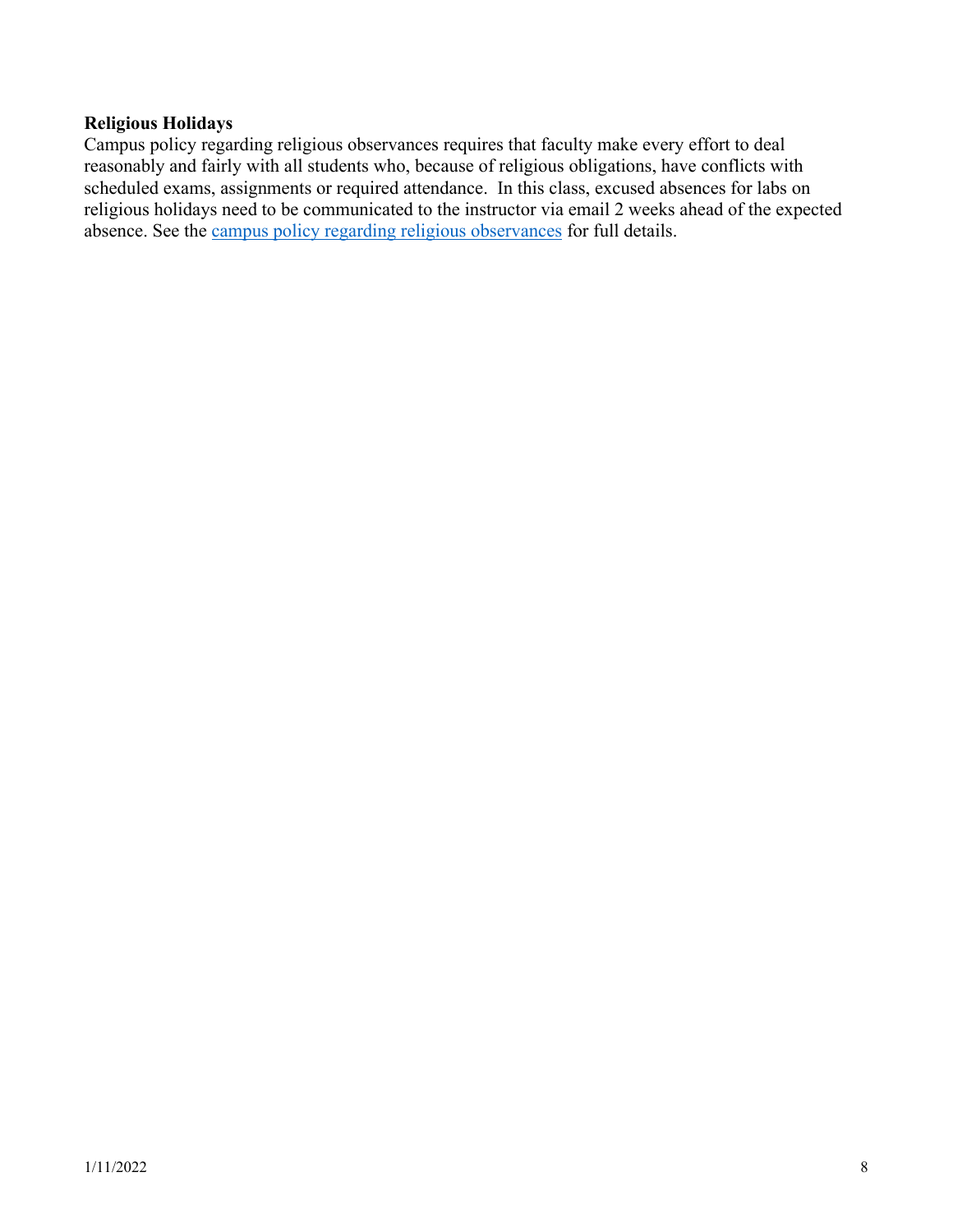**Religious Holidays**

Campus policy regarding religious observances requires that faculty make every effort to deal reasonably and fairly with all students who, because of religious obligations, have conflicts with scheduled exams, assignments or required attendance. In this class, excused absences for labs on religious holidays need to be communicated to the instructor via email 2 weeks ahead of the expected absence. See the campus policy regarding religious observances for full details.